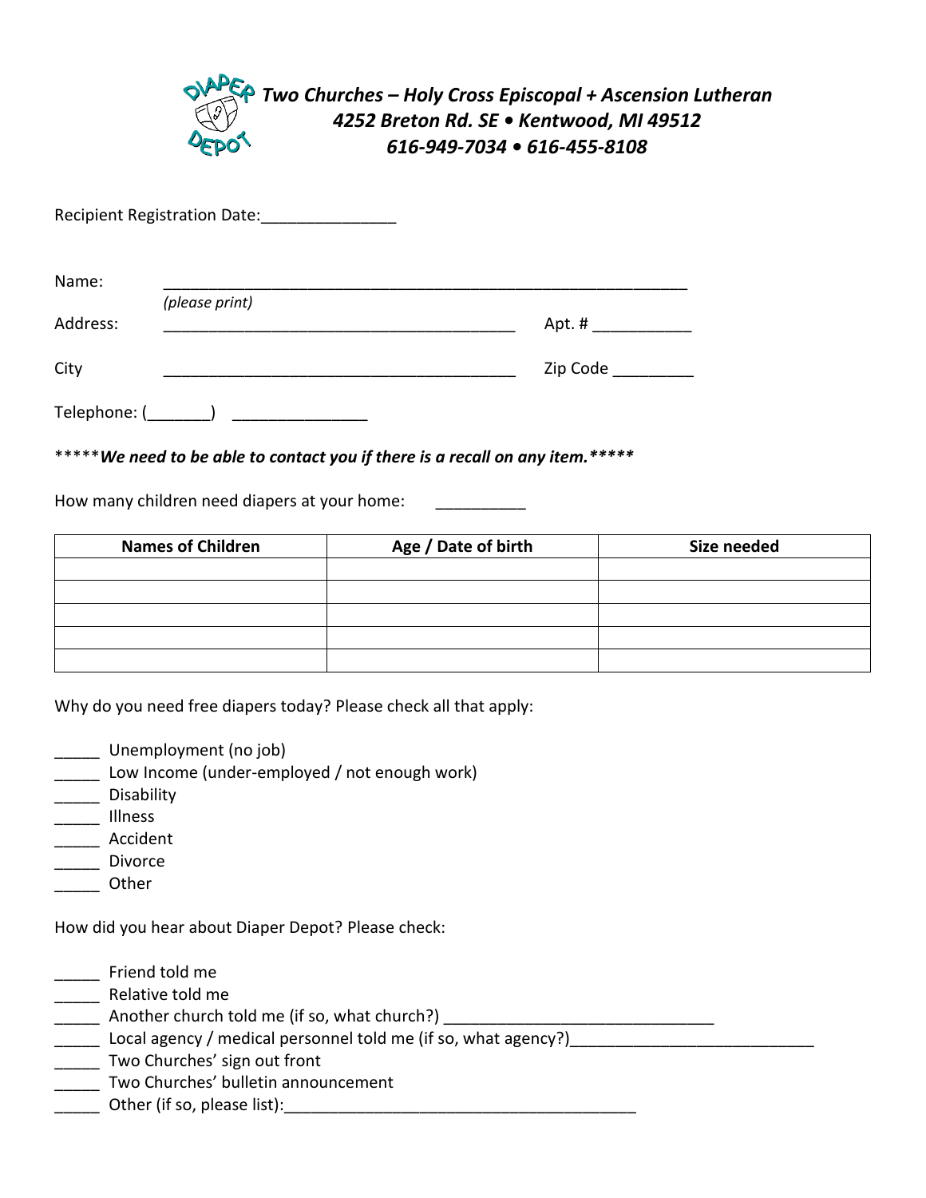***Two Churches – Holy Cross Episcopal + Ascension Lutheran***
***4252 Breton Rd. SE • Kentwood, MI 49512***
***616-949-7034 • 616-455-8108***

Recipient Registration Date:_______________

Name: ____________________________________________________________
*(please print)*

Address: ________________________________________ Apt. # ___________

City ________________________________________ Zip Code _________

Telephone: (_______) _______________

\*\*\*\*\****We need to be able to contact you if there is a recall on any item.\*\*\*\*\****

How many children need diapers at your home: __________

| Names of Children | Age / Date of birth | Size needed |
|---|---|---|
| | | |
| | | |
| | | |
| | | |
| | | |

Why do you need free diapers today? Please check all that apply:

_____ Unemployment (no job)
_____ Low Income (under-employed / not enough work)
_____ Disability
_____ Illness
_____ Accident
_____ Divorce
_____ Other

How did you hear about Diaper Depot? Please check:

_____ Friend told me
_____ Relative told me
_____ Another church told me (if so, what church?) ______________________________
_____ Local agency / medical personnel told me (if so, what agency?)___________________________
_____ Two Churches' sign out front
_____ Two Churches' bulletin announcement
_____ Other (if so, please list):________________________________________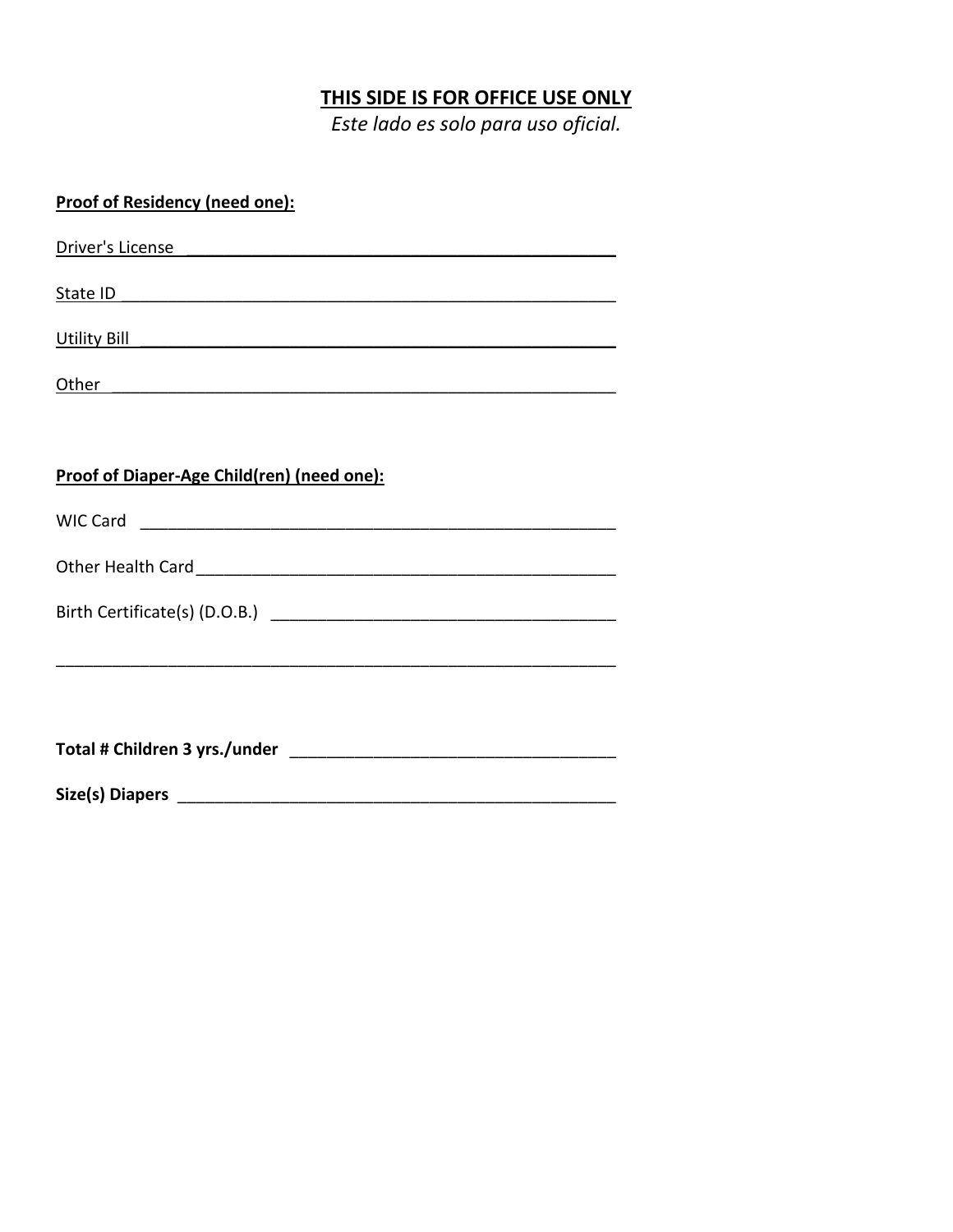**THIS SIDE IS FOR OFFICE USE ONLY**

*Este lado es solo para uso oficial.*

**Proof of Residency (need one):**

Driver's License ______________________________________________

State ID ______________________________________________________

Utility Bill ____________________________________________________

Other ________________________________________________________

**Proof of Diaper-Age Child(ren) (need one):**

WIC Card ______________________________________________________

Other Health Card_______________________________________________

Birth Certificate(s) (D.O.B.) _____________________________________

_______________________________________________________________

**Total # Children 3 yrs./under** ___________________________________

**Size(s) Diapers** _______________________________________________